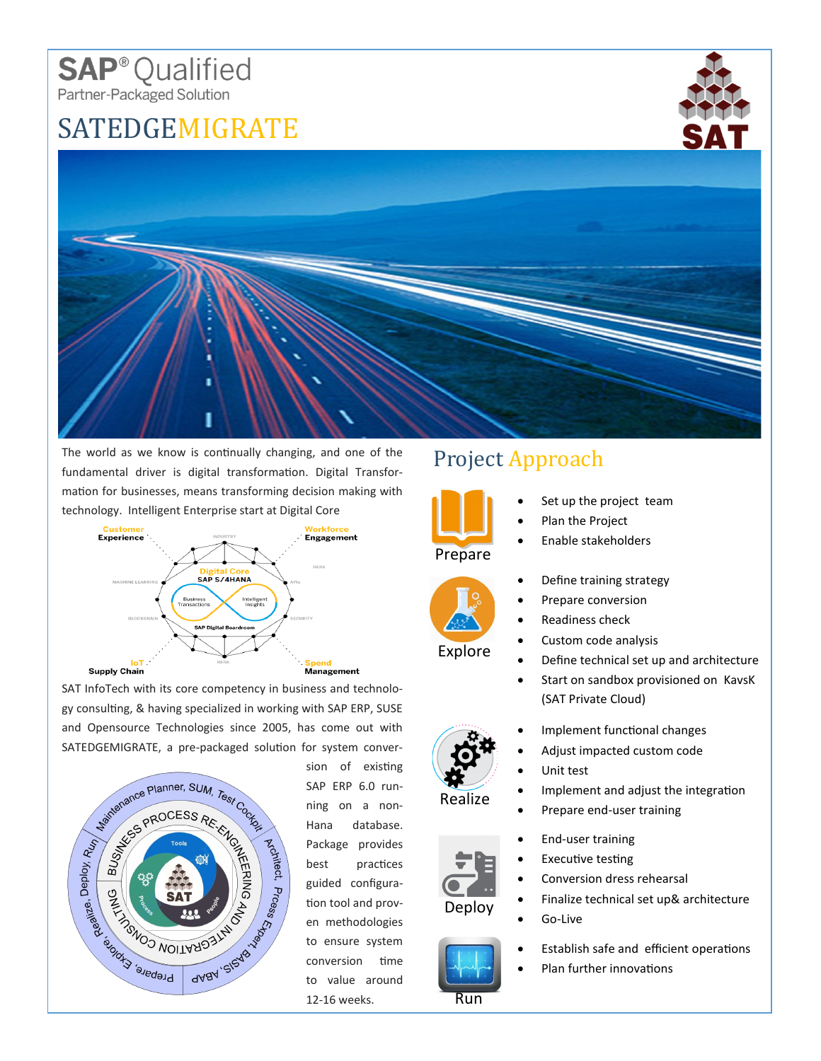# SAP® Qualified

Partner-Packaged Solution

# SATEDGEMIGRATE

The world as we know is continually changing, and one of the fundamental driver is digital transformation. Digital Transformation for businesses, means transforming decision making with technology. Intelligent Enterprise start at Digital Core

SAT InfoTech with its core competency in business and technology consulting, & having specialized in working with SAP ERP, SUSE and Opensource Technologies since 2005, has come out with SATEDGEMIGRATE, a pre-packaged solution for system conversion of existing SAP ERP 6.0 running on a non-Hana database. Package provides best practices guided configuration tool and proven methodologies to ensure system conversion time to value around 12-16 weeks.

## Project Approach

**Prepare**

- Set up the project team
- Plan the Project
- Enable stakeholders

**Explore**

- Define training strategy
- Prepare conversion
- Readiness check
- Custom code analysis
- Define technical set up and architecture
- Start on sandbox provisioned on KavsK (SAT Private Cloud)

**Realize**

- Implement functional changes
- Adjust impacted custom code
- Unit test
- Implement and adjust the integration
- Prepare end-user training

**Deploy**

- End-user training
- Executive testing
- Conversion dress rehearsal
- Finalize technical set up& architecture
- Go-Live

**Run**

- Establish safe and efficient operations
- Plan further innovations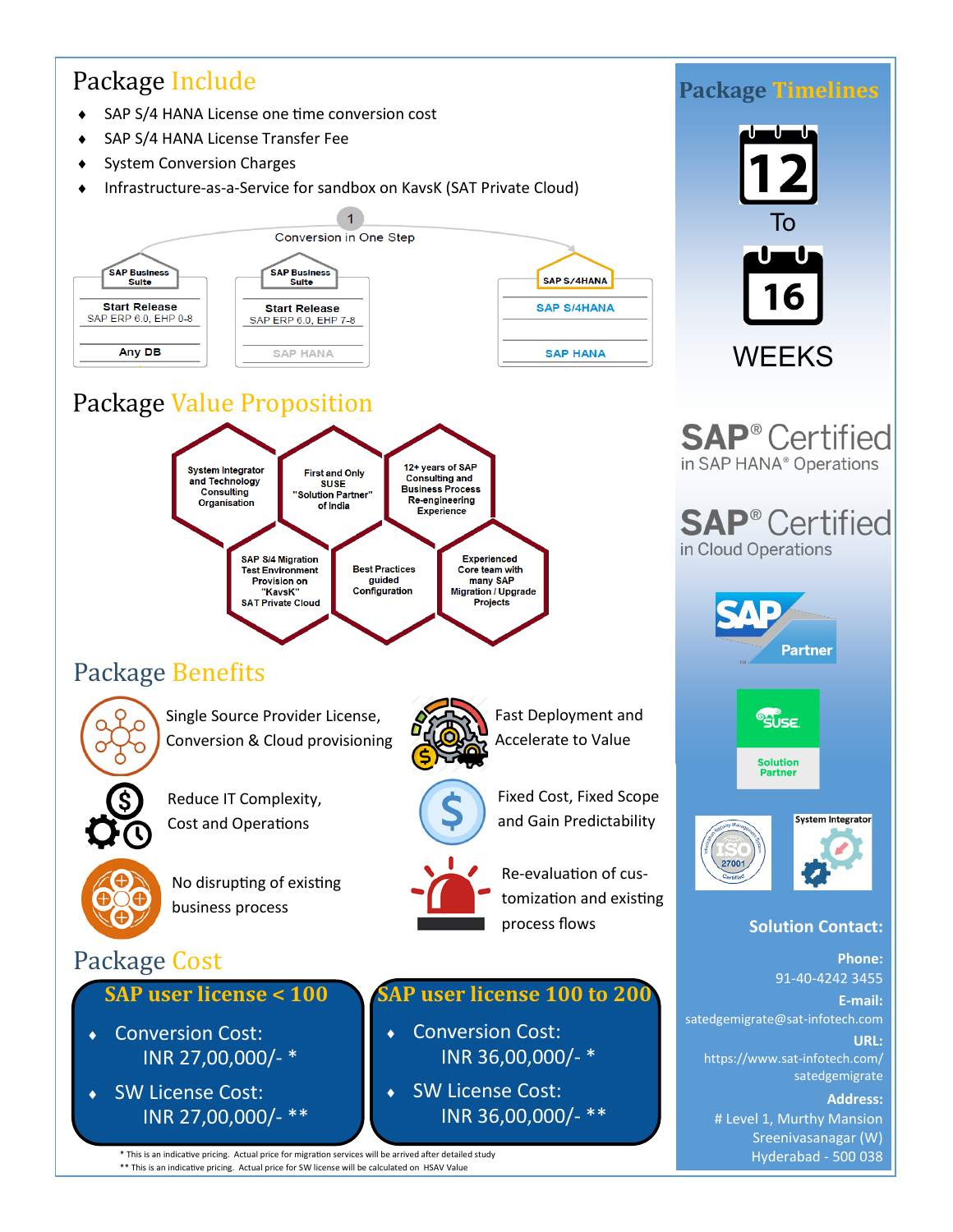## Package Include

- SAP S/4 HANA License one time conversion cost
- SAP S/4 HANA License Transfer Fee
- System Conversion Charges
- Infrastructure-as-a-Service for sandbox on KavsK (SAT Private Cloud)

1
Conversion in One Step

SAP Business Suite
Start Release
SAP ERP 6.0, EHP 0-8
Any DB

SAP Business Suite
Start Release
SAP ERP 6.0, EHP 7-8
SAP HANA

SAP S/4HANA
SAP S/4HANA
SAP HANA

## Package Value Proposition

- System Integrator and Technology Consulting Organisation
- First and Only SUSE "Solution Partner" of India
- 12+ years of SAP Consulting and Business Process Re-engineering Experience
- SAP S/4 Migration Test Environment Provision on "KavsK" SAT Private Cloud
- Best Practices guided Configuration
- Experienced Core team with many SAP Migration / Upgrade Projects

## Package Benefits

- Single Source Provider License, Conversion & Cloud provisioning
- Fast Deployment and Accelerate to Value
- Reduce IT Complexity, Cost and Operations
- Fixed Cost, Fixed Scope and Gain Predictability
- No disrupting of existing business process
- Re-evaluation of customization and existing process flows

## Package Cost

**SAP user license < 100**

- Conversion Cost:
  INR 27,00,000/- *
- SW License Cost:
  INR 27,00,000/- **

**SAP user license 100 to 200**

- Conversion Cost:
  INR 36,00,000/- *
- SW License Cost:
  INR 36,00,000/- **

\* This is an indicative pricing. Actual price for migration services will be arrived after detailed study
\*\* This is an indicative pricing. Actual price for SW license will be calculated on HSAV Value

## Package Timelines

12 To 16 WEEKS

SAP® Certified in SAP HANA® Operations

SAP® Certified in Cloud Operations

SAP Partner

SUSE Solution Partner

ISO 27001 Certified

System Integrator

**Solution Contact:**

**Phone:**
91-40-4242 3455

**E-mail:**
satedgemigrate@sat-infotech.com

**URL:**
https://www.sat-infotech.com/satedgemigrate

**Address:**
# Level 1, Murthy Mansion
Sreenivasanagar (W)
Hyderabad - 500 038